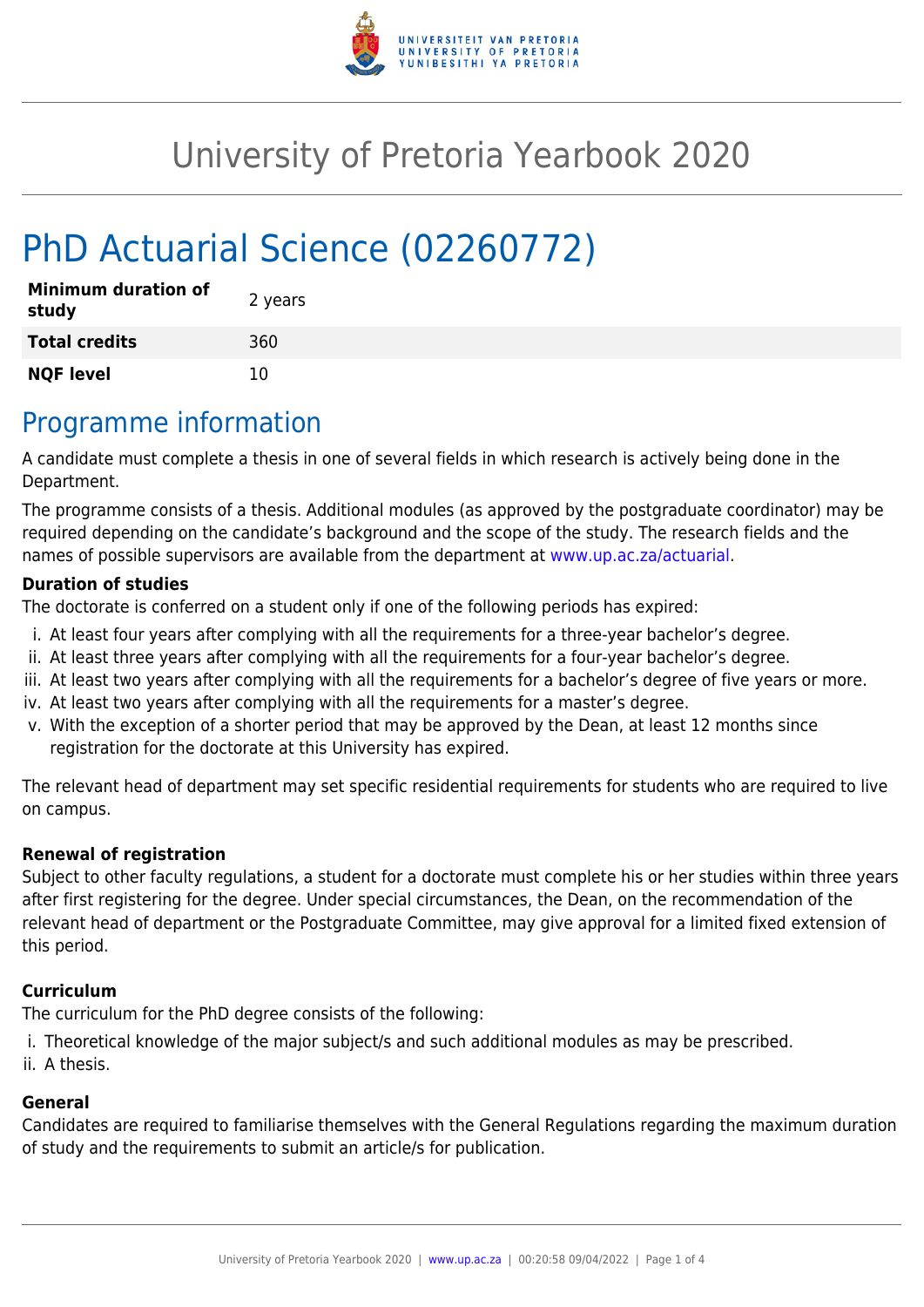# University of Pretoria Yearbook 2020

# PhD Actuarial Science (02260772)

| | |
|---|---|
| **Minimum duration of study** | 2 years |
| **Total credits** | 360 |
| **NQF level** | 10 |

## Programme information

A candidate must complete a thesis in one of several fields in which research is actively being done in the Department.

The programme consists of a thesis. Additional modules (as approved by the postgraduate coordinator) may be required depending on the candidate's background and the scope of the study. The research fields and the names of possible supervisors are available from the department at www.up.ac.za/actuarial.

### Duration of studies

The doctorate is conferred on a student only if one of the following periods has expired:

i. At least four years after complying with all the requirements for a three-year bachelor's degree.
ii. At least three years after complying with all the requirements for a four-year bachelor's degree.
iii. At least two years after complying with all the requirements for a bachelor's degree of five years or more.
iv. At least two years after complying with all the requirements for a master's degree.
v. With the exception of a shorter period that may be approved by the Dean, at least 12 months since registration for the doctorate at this University has expired.

The relevant head of department may set specific residential requirements for students who are required to live on campus.

### Renewal of registration

Subject to other faculty regulations, a student for a doctorate must complete his or her studies within three years after first registering for the degree. Under special circumstances, the Dean, on the recommendation of the relevant head of department or the Postgraduate Committee, may give approval for a limited fixed extension of this period.

### Curriculum

The curriculum for the PhD degree consists of the following:

i. Theoretical knowledge of the major subject/s and such additional modules as may be prescribed.
ii. A thesis.

### General

Candidates are required to familiarise themselves with the General Regulations regarding the maximum duration of study and the requirements to submit an article/s for publication.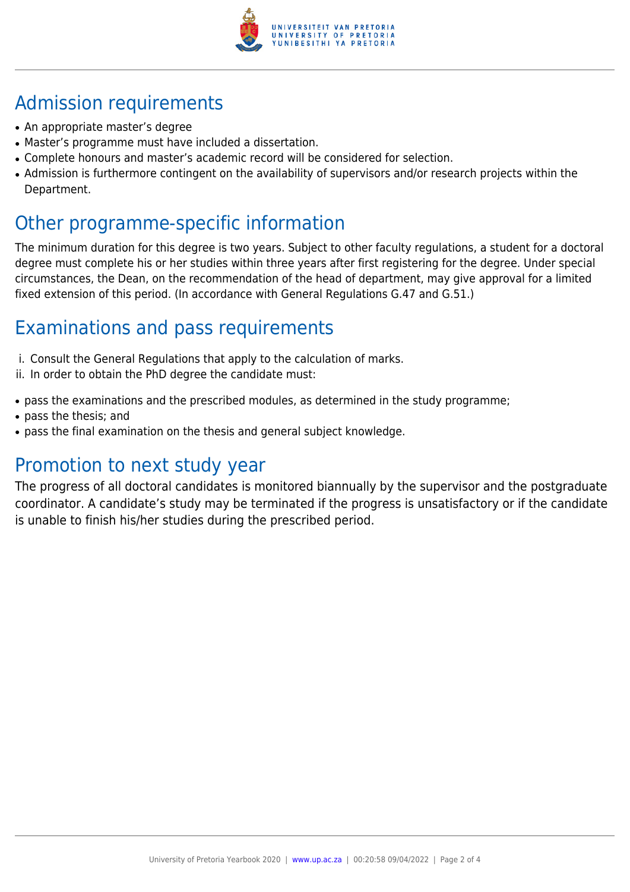## Admission requirements

- An appropriate master's degree
- Master's programme must have included a dissertation.
- Complete honours and master's academic record will be considered for selection.
- Admission is furthermore contingent on the availability of supervisors and/or research projects within the Department.

## Other programme-specific information

The minimum duration for this degree is two years. Subject to other faculty regulations, a student for a doctoral degree must complete his or her studies within three years after first registering for the degree. Under special circumstances, the Dean, on the recommendation of the head of department, may give approval for a limited fixed extension of this period. (In accordance with General Regulations G.47 and G.51.)

## Examinations and pass requirements

i. Consult the General Regulations that apply to the calculation of marks.
ii. In order to obtain the PhD degree the candidate must:

- pass the examinations and the prescribed modules, as determined in the study programme;
- pass the thesis; and
- pass the final examination on the thesis and general subject knowledge.

## Promotion to next study year

The progress of all doctoral candidates is monitored biannually by the supervisor and the postgraduate coordinator. A candidate's study may be terminated if the progress is unsatisfactory or if the candidate is unable to finish his/her studies during the prescribed period.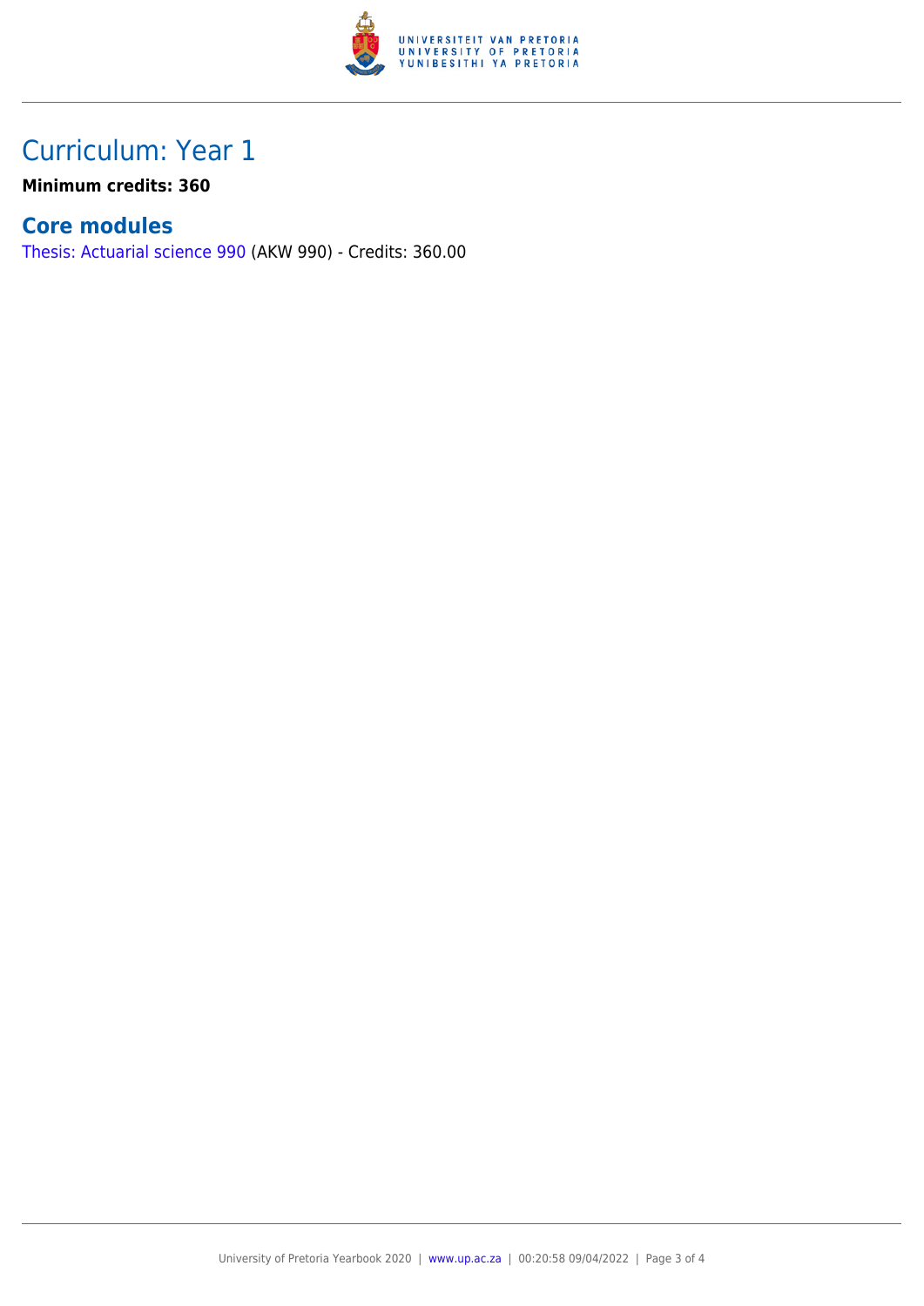# Curriculum: Year 1

**Minimum credits: 360**

## Core modules

Thesis: Actuarial science 990 (AKW 990) - Credits: 360.00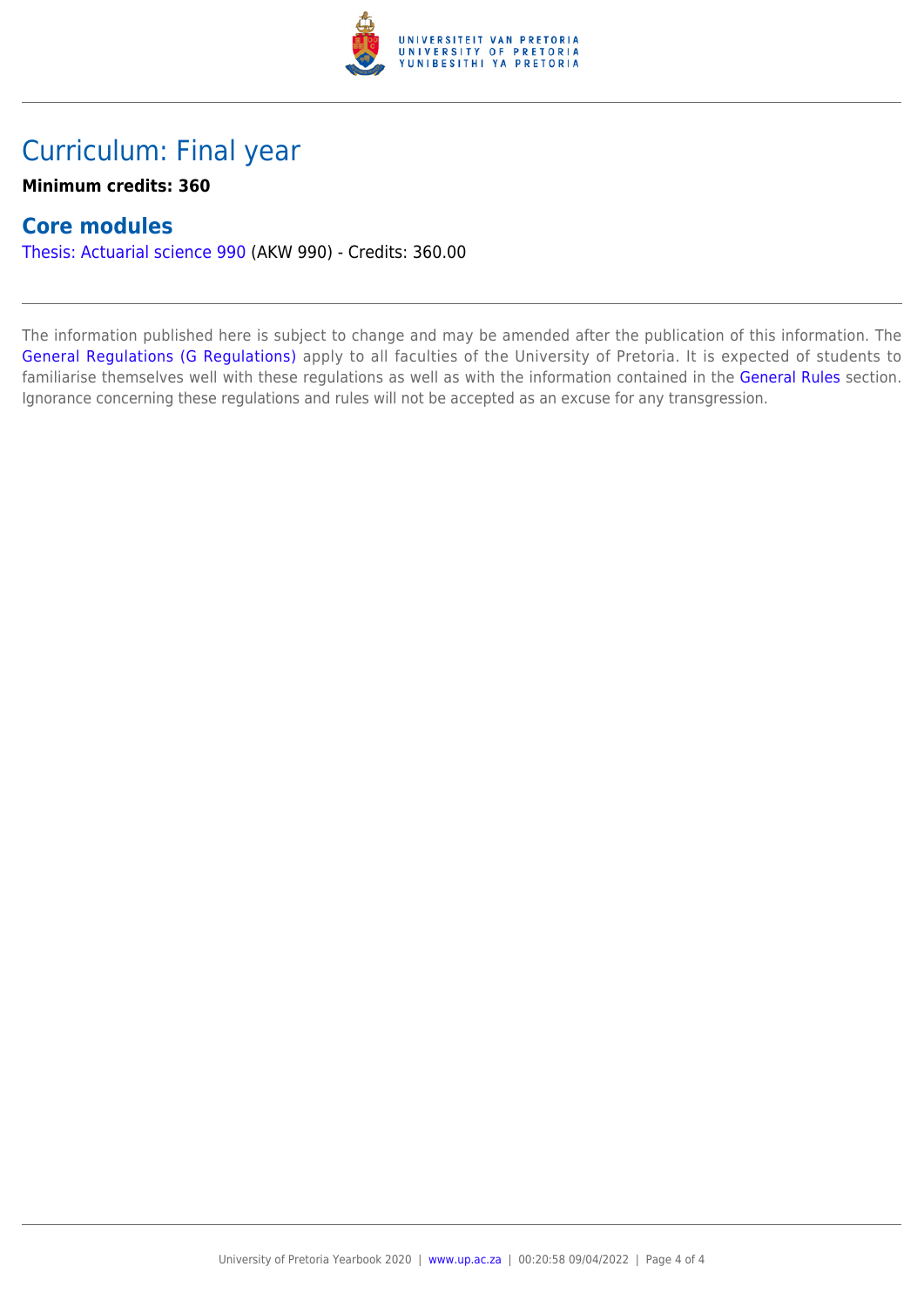# Curriculum: Final year

**Minimum credits: 360**

## Core modules

Thesis: Actuarial science 990 (AKW 990) - Credits: 360.00

The information published here is subject to change and may be amended after the publication of this information. The General Regulations (G Regulations) apply to all faculties of the University of Pretoria. It is expected of students to familiarise themselves well with these regulations as well as with the information contained in the General Rules section. Ignorance concerning these regulations and rules will not be accepted as an excuse for any transgression.